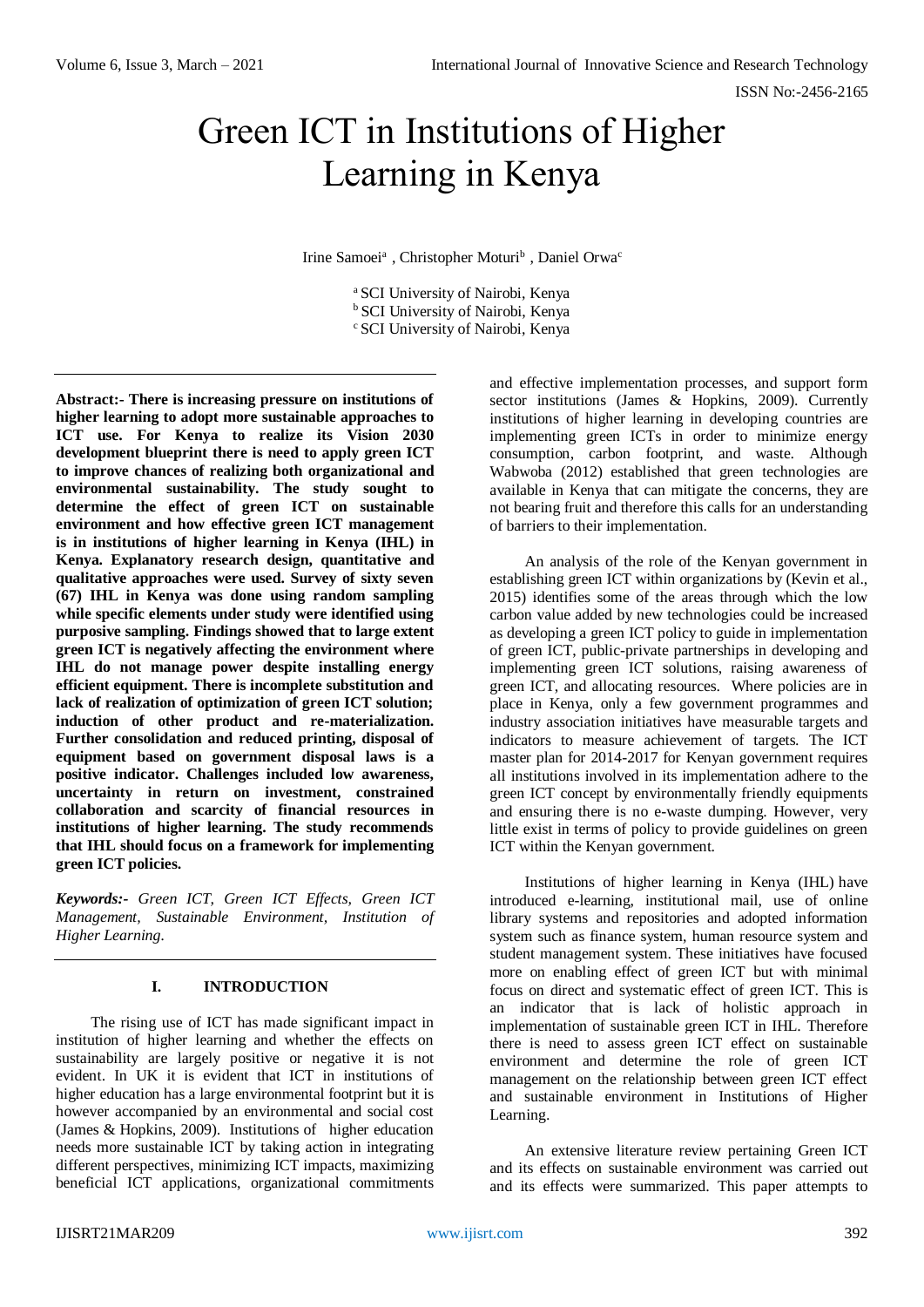# Green ICT in Institutions of Higher Learning in Kenya

Irine Samoei[a] , Christopher Moturi[b] , Daniel Orwa[c]

[a] SCI University of Nairobi, Kenya
[b] SCI University of Nairobi, Kenya
[c] SCI University of Nairobi, Kenya

**Abstract:- There is increasing pressure on institutions of higher learning to adopt more sustainable approaches to ICT use. For Kenya to realize its Vision 2030 development blueprint there is need to apply green ICT to improve chances of realizing both organizational and environmental sustainability. The study sought to determine the effect of green ICT on sustainable environment and how effective green ICT management is in institutions of higher learning in Kenya (IHL) in Kenya. Explanatory research design, quantitative and qualitative approaches were used. Survey of sixty seven (67) IHL in Kenya was done using random sampling while specific elements under study were identified using purposive sampling. Findings showed that to large extent green ICT is negatively affecting the environment where IHL do not manage power despite installing energy efficient equipment. There is incomplete substitution and lack of realization of optimization of green ICT solution; induction of other product and re-materialization. Further consolidation and reduced printing, disposal of equipment based on government disposal laws is a positive indicator. Challenges included low awareness, uncertainty in return on investment, constrained collaboration and scarcity of financial resources in institutions of higher learning. The study recommends that IHL should focus on a framework for implementing green ICT policies.**

***Keywords:-*** *Green ICT, Green ICT Effects, Green ICT Management, Sustainable Environment, Institution of Higher Learning.*

## I. INTRODUCTION

The rising use of ICT has made significant impact in institution of higher learning and whether the effects on sustainability are largely positive or negative it is not evident. In UK it is evident that ICT in institutions of higher education has a large environmental footprint but it is however accompanied by an environmental and social cost (James & Hopkins, 2009). Institutions of higher education needs more sustainable ICT by taking action in integrating different perspectives, minimizing ICT impacts, maximizing beneficial ICT applications, organizational commitments and effective implementation processes, and support form sector institutions (James & Hopkins, 2009). Currently institutions of higher learning in developing countries are implementing green ICTs in order to minimize energy consumption, carbon footprint, and waste. Although Wabwoba (2012) established that green technologies are available in Kenya that can mitigate the concerns, they are not bearing fruit and therefore this calls for an understanding of barriers to their implementation.

An analysis of the role of the Kenyan government in establishing green ICT within organizations by (Kevin et al., 2015) identifies some of the areas through which the low carbon value added by new technologies could be increased as developing a green ICT policy to guide in implementation of green ICT, public-private partnerships in developing and implementing green ICT solutions, raising awareness of green ICT, and allocating resources. Where policies are in place in Kenya, only a few government programmes and industry association initiatives have measurable targets and indicators to measure achievement of targets. The ICT master plan for 2014-2017 for Kenyan government requires all institutions involved in its implementation adhere to the green ICT concept by environmentally friendly equipments and ensuring there is no e-waste dumping. However, very little exist in terms of policy to provide guidelines on green ICT within the Kenyan government.

Institutions of higher learning in Kenya (IHL) have introduced e-learning, institutional mail, use of online library systems and repositories and adopted information system such as finance system, human resource system and student management system. These initiatives have focused more on enabling effect of green ICT but with minimal focus on direct and systematic effect of green ICT. This is an indicator that is lack of holistic approach in implementation of sustainable green ICT in IHL. Therefore there is need to assess green ICT effect on sustainable environment and determine the role of green ICT management on the relationship between green ICT effect and sustainable environment in Institutions of Higher Learning.

An extensive literature review pertaining Green ICT and its effects on sustainable environment was carried out and its effects were summarized. This paper attempts to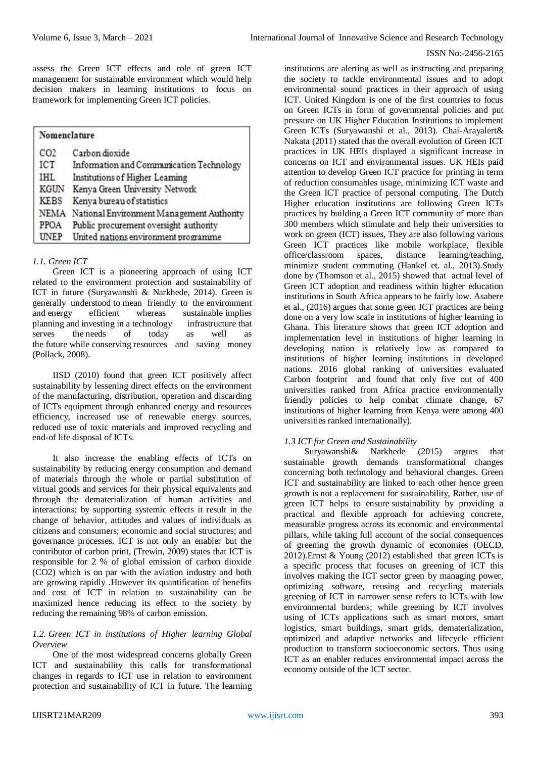assess the Green ICT effects and role of green ICT management for sustainable environment which would help decision makers in learning institutions to focus on framework for implementing Green ICT policies.

| Nomenclature | |
|---|---|
| CO2 | Carbon dioxide |
| ICT | Information and Communication Technology |
| IHL | Institutions of Higher Learning |
| KGUN | Kenya Green University Network |
| KEBS | Kenya bureau of statistics |
| NEMA | National Environment Management Authority |
| PPOA | Public procurement oversight authority |
| UNEP | United nations environment programme |

### *1.1. Green ICT*

Green ICT is a pioneering approach of using ICT related to the environment protection and sustainability of ICT in future (Suryawanshi & Narkhede, 2014). Green is generally understood to mean friendly to the environment and energy efficient whereas sustainable implies planning and investing in a technology infrastructure that serves the needs of today as well as the future while conserving resources and saving money (Pollack, 2008).

IISD (2010) found that green ICT positively affect sustainability by lessening direct effects on the environment of the manufacturing, distribution, operation and discarding of ICTs equipment through enhanced energy and resources efficiency, increased use of renewable energy sources, reduced use of toxic materials and improved recycling and end-of life disposal of ICTs.

It also increase the enabling effects of ICTs on sustainability by reducing energy consumption and demand of materials through the whole or partial substitution of virtual goods and services for their physical equivalents and through the dematerialization of human activities and interactions; by supporting systemic effects it result in the change of behavior, attitudes and values of individuals as citizens and consumers; economic and social structures; and governance processes. ICT is not only an enabler but the contributor of carbon print, (Trewin, 2009) states that ICT is responsible for 2 % of global emission of carbon dioxide ($CO_2$) which is on par with the aviation industry and both are growing rapidly .However its quantification of benefits and cost of ICT in relation to sustainability can be maximized hence reducing its effect to the society by reducing the remaining 98% of carbon emission.

### *1.2. Green ICT in institutions of Higher learning Global Overview*

One of the most widespread concerns globally Green ICT and sustainability this calls for transformational changes in regards to ICT use in relation to environment protection and sustainability of ICT in future. The learning institutions are alerting as well as instructing and preparing the society to tackle environmental issues and to adopt environmental sound practices in their approach of using ICT. United Kingdom is one of the first countries to focus on Green ICTs in form of governmental policies and put pressure on UK Higher Education Institutions to implement Green ICTs (Suryawanshi et al., 2013). Chai-Arayalert& Nakata (2011) stated that the overall evolution of Green ICT practices in UK HEIs displayed a significant increase in concerns on ICT and environmental issues. UK HEIs paid attention to develop Green ICT practice for printing in term of reduction consumables usage, minimizing ICT waste and the Green ICT practice of personal computing. The Dutch Higher education institutions are following Green ICTs practices by building a Green ICT community of more than 300 members which stimulate and help their universities to work on green (ICT) issues, They are also following various Green ICT practices like mobile workplace, flexible office/classroom spaces, distance learning/teaching, minimize student commuting (Hankel et. al., 2013).Study done by (Thomson et al., 2015) showed that actual level of Green ICT adoption and readiness within higher education institutions in South Africa appears to be fairly low. Asabere et al., (2016) argues that some green ICT practices are being done on a very low scale in institutions of higher learning in Ghana. This literature shows that green ICT adoption and implementation level in institutions of higher learning in developing nation is relatively low as compared to institutions of higher learning institutions in developed nations. 2016 global ranking of universities evaluated Carbon footprint and found that only five out of 400 universities ranked from Africa practice environmentally friendly policies to help combat climate change, 67 institutions of higher learning from Kenya were among 400 universities ranked internationally).

### *1.3 ICT for Green and Sustainability*

Suryawanshi& Narkhede (2015) argues that sustainable growth demands transformational changes concerning both technology and behavioral changes. Green ICT and sustainability are linked to each other hence green growth is not a replacement for sustainability, Rather, use of green ICT helps to ensure sustainability by providing a practical and flexible approach for achieving concrete, measurable progress across its economic and environmental pillars, while taking full account of the social consequences of greening the growth dynamic of economies (OECD, 2012).Ernst & Young (2012) established that green ICTs is a specific process that focuses on greening of ICT this involves making the ICT sector green by managing power, optimizing software, reusing and recycling materials greening of ICT in narrower sense refers to ICTs with low environmental burdens; while greening by ICT involves using of ICTs applications such as smart motors, smart logistics, smart buildings, smart grids, dematerialization, optimized and adaptive networks and lifecycle efficient production to transform socioeconomic sectors. Thus using ICT as an enabler reduces environmental impact across the economy outside of the ICT sector.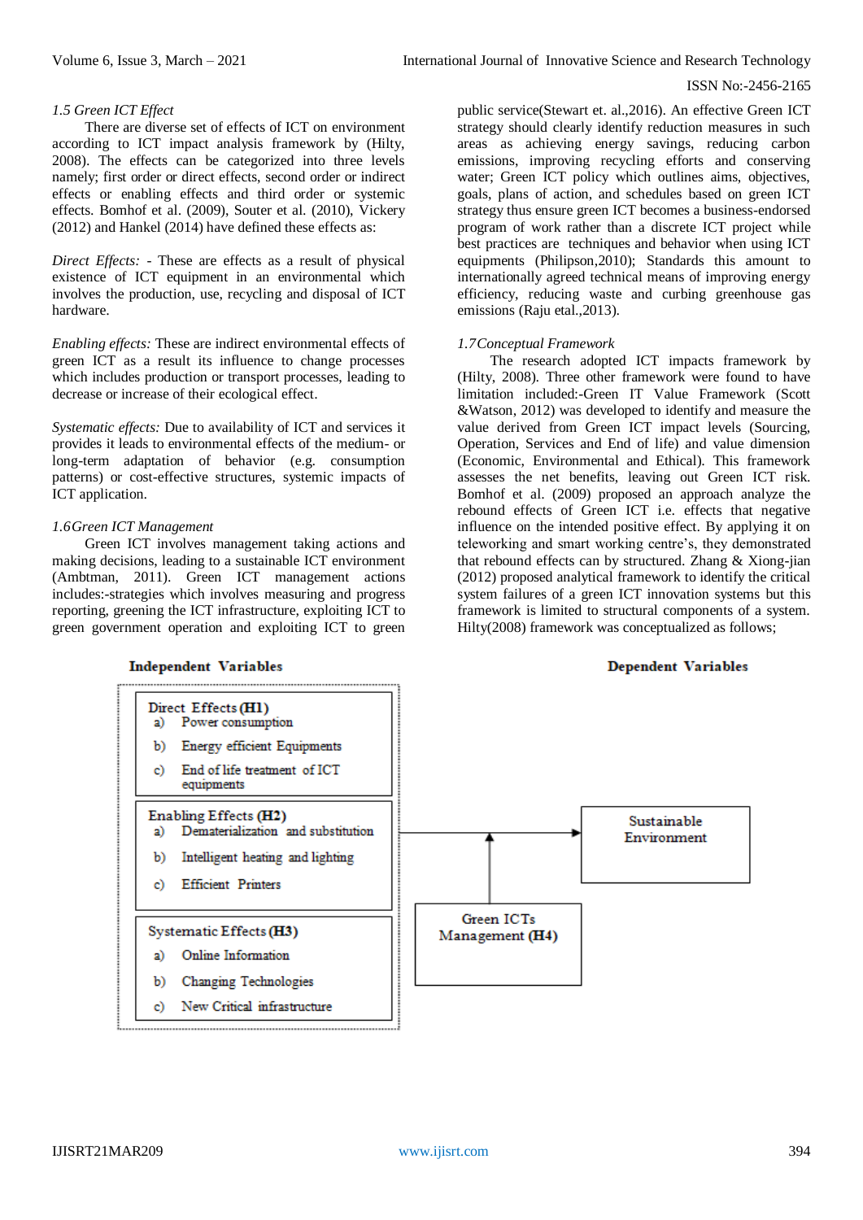### *1.5 Green ICT Effect*

There are diverse set of effects of ICT on environment according to ICT impact analysis framework by (Hilty, 2008). The effects can be categorized into three levels namely; first order or direct effects, second order or indirect effects or enabling effects and third order or systemic effects. Bomhof et al. (2009), Souter et al. (2010), Vickery (2012) and Hankel (2014) have defined these effects as:

*Direct Effects:* - These are effects as a result of physical existence of ICT equipment in an environmental which involves the production, use, recycling and disposal of ICT hardware.

*Enabling effects:* These are indirect environmental effects of green ICT as a result its influence to change processes which includes production or transport processes, leading to decrease or increase of their ecological effect.

*Systematic effects:* Due to availability of ICT and services it provides it leads to environmental effects of the medium- or long-term adaptation of behavior (e.g. consumption patterns) or cost-effective structures, systemic impacts of ICT application.

### *1.6Green ICT Management*

Green ICT involves management taking actions and making decisions, leading to a sustainable ICT environment (Ambtman, 2011). Green ICT management actions includes:-strategies which involves measuring and progress reporting, greening the ICT infrastructure, exploiting ICT to green government operation and exploiting ICT to green public service(Stewart et. al.,2016). An effective Green ICT strategy should clearly identify reduction measures in such areas as achieving energy savings, reducing carbon emissions, improving recycling efforts and conserving water; Green ICT policy which outlines aims, objectives, goals, plans of action, and schedules based on green ICT strategy thus ensure green ICT becomes a business-endorsed program of work rather than a discrete ICT project while best practices are techniques and behavior when using ICT equipments (Philipson,2010); Standards this amount to internationally agreed technical means of improving energy efficiency, reducing waste and curbing greenhouse gas emissions (Raju etal.,2013).

### *1.7Conceptual Framework*

The research adopted ICT impacts framework by (Hilty, 2008). Three other framework were found to have limitation included:-Green IT Value Framework (Scott &Watson, 2012) was developed to identify and measure the value derived from Green ICT impact levels (Sourcing, Operation, Services and End of life) and value dimension (Economic, Environmental and Ethical). This framework assesses the net benefits, leaving out Green ICT risk. Bomhof et al. (2009) proposed an approach analyze the rebound effects of Green ICT i.e. effects that negative influence on the intended positive effect. By applying it on teleworking and smart working centre's, they demonstrated that rebound effects can by structured. Zhang & Xiong-jian (2012) proposed analytical framework to identify the critical system failures of a green ICT innovation systems but this framework is limited to structural components of a system. Hilty(2008) framework was conceptualized as follows;

**Independent Variables**

**Direct Effects (H1)**
- a) Power consumption
- b) Energy efficient Equipments
- c) End of life treatment of ICT equipments

**Enabling Effects (H2)**
- a) Dematerialization and substitution
- b) Intelligent heating and lighting
- c) Efficient Printers

**Systematic Effects (H3)**
- a) Online Information
- b) Changing Technologies
- c) New Critical infrastructure

**Green ICTs Management (H4)**

**Dependent Variables**

Sustainable Environment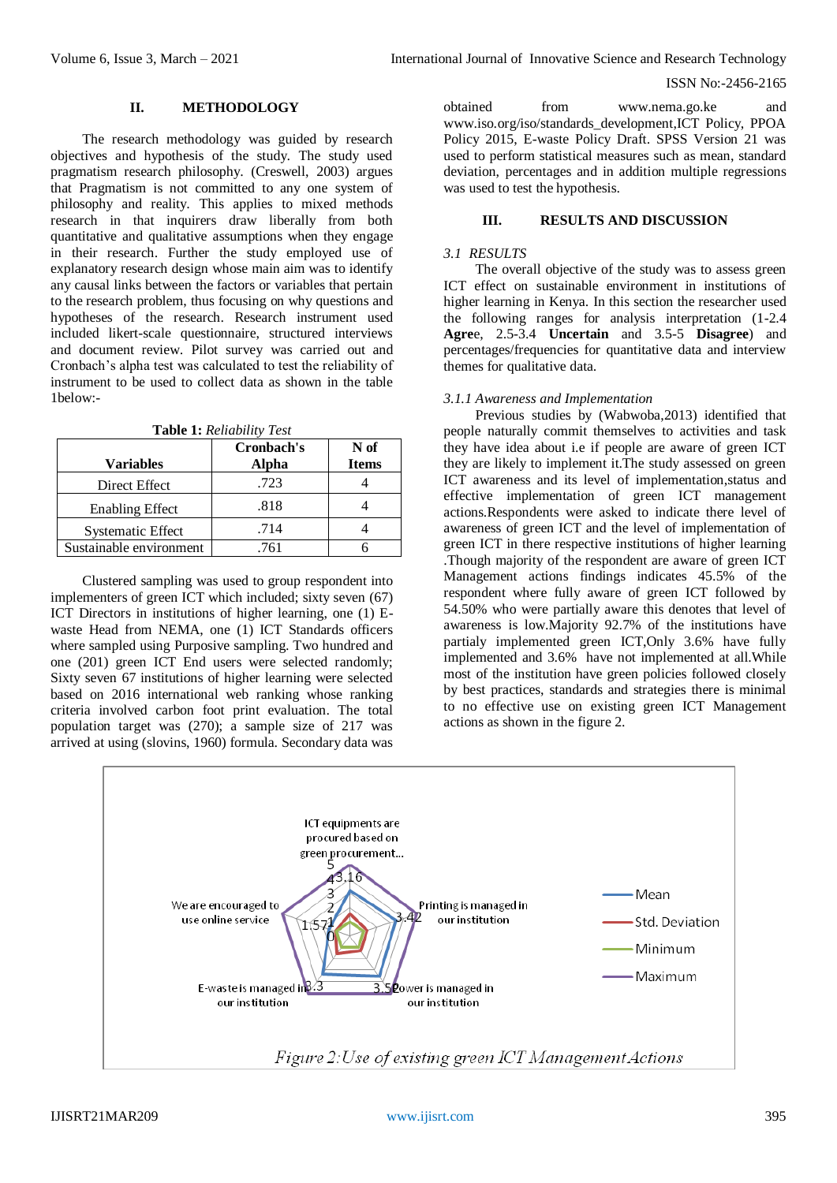## II. METHODOLOGY

The research methodology was guided by research objectives and hypothesis of the study. The study used pragmatism research philosophy. (Creswell, 2003) argues that Pragmatism is not committed to any one system of philosophy and reality. This applies to mixed methods research in that inquirers draw liberally from both quantitative and qualitative assumptions when they engage in their research. Further the study employed use of explanatory research design whose main aim was to identify any causal links between the factors or variables that pertain to the research problem, thus focusing on why questions and hypotheses of the research. Research instrument used included likert-scale questionnaire, structured interviews and document review. Pilot survey was carried out and Cronbach's alpha test was calculated to test the reliability of instrument to be used to collect data as shown in the table 1below:-

**Table 1:** *Reliability Test*

| Variables | Cronbach's Alpha | N of Items |
|---|---|---|
| Direct Effect | .723 | 4 |
| Enabling Effect | .818 | 4 |
| Systematic Effect | .714 | 4 |
| Sustainable environment | .761 | 6 |

Clustered sampling was used to group respondent into implementers of green ICT which included; sixty seven (67) ICT Directors in institutions of higher learning, one (1) E-waste Head from NEMA, one (1) ICT Standards officers where sampled using Purposive sampling. Two hundred and one (201) green ICT End users were selected randomly; Sixty seven 67 institutions of higher learning were selected based on 2016 international web ranking whose ranking criteria involved carbon foot print evaluation. The total population target was (270); a sample size of 217 was arrived at using (slovins, 1960) formula. Secondary data was obtained from www.nema.go.ke and www.iso.org/iso/standards_development,ICT Policy, PPOA Policy 2015, E-waste Policy Draft. SPSS Version 21 was used to perform statistical measures such as mean, standard deviation, percentages and in addition multiple regressions was used to test the hypothesis.

## III. RESULTS AND DISCUSSION

### *3.1 RESULTS*

The overall objective of the study was to assess green ICT effect on sustainable environment in institutions of higher learning in Kenya. In this section the researcher used the following ranges for analysis interpretation (1-2.4 **Agree**, 2.5-3.4 **Uncertain** and 3.5-5 **Disagree**) and percentages/frequencies for quantitative data and interview themes for qualitative data.

#### *3.1.1 Awareness and Implementation*

Previous studies by (Wabwoba,2013) identified that people naturally commit themselves to activities and task they have idea about i.e if people are aware of green ICT they are likely to implement it.The study assessed on green ICT awareness and its level of implementation,status and effective implementation of green ICT management actions.Respondents were asked to indicate there level of awareness of green ICT and the level of implementation of green ICT in there respective institutions of higher learning .Though majority of the respondent are aware of green ICT Management actions findings indicates 45.5% of the respondent where fully aware of green ICT followed by 54.50% who were partially aware this denotes that level of awareness is low.Majority 92.7% of the institutions have partialy implemented green ICT,Only 3.6% have fully implemented and 3.6% have not implemented at all.While most of the institution have green policies followed closely by best practices, standards and strategies there is minimal to no effective use on existing green ICT Management actions as shown in the figure 2.

*Figure 2:Use of existing green ICT Management Actions*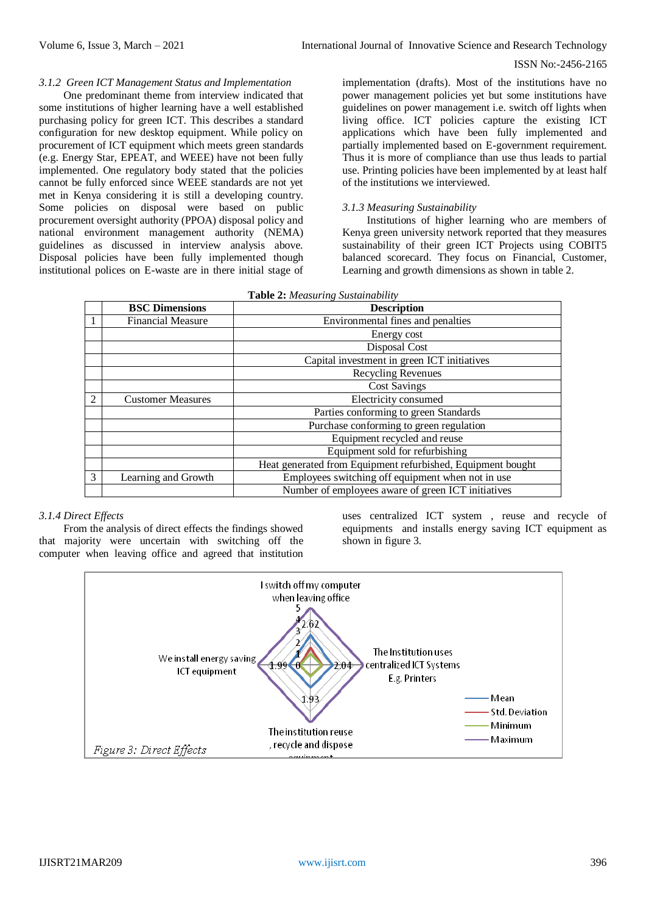#### 3.1.2 Green ICT Management Status and Implementation

One predominant theme from interview indicated that some institutions of higher learning have a well established purchasing policy for green ICT. This describes a standard configuration for new desktop equipment. While policy on procurement of ICT equipment which meets green standards (e.g. Energy Star, EPEAT, and WEEE) have not been fully implemented. One regulatory body stated that the policies cannot be fully enforced since WEEE standards are not yet met in Kenya considering it is still a developing country. Some policies on disposal were based on public procurement oversight authority (PPOA) disposal policy and national environment management authority (NEMA) guidelines as discussed in interview analysis above. Disposal policies have been fully implemented though institutional polices on E-waste are in there initial stage of implementation (drafts). Most of the institutions have no power management policies yet but some institutions have guidelines on power management i.e. switch off lights when living office. ICT policies capture the existing ICT applications which have been fully implemented and partially implemented based on E-government requirement. Thus it is more of compliance than use thus leads to partial use. Printing policies have been implemented by at least half of the institutions we interviewed.

#### 3.1.3 Measuring Sustainability

Institutions of higher learning who are members of Kenya green university network reported that they measures sustainability of their green ICT Projects using COBIT5 balanced scorecard. They focus on Financial, Customer, Learning and growth dimensions as shown in table 2.

**Table 2:** *Measuring Sustainability*

| | BSC Dimensions | Description |
|---|---|---|
| 1 | Financial Measure | Environmental fines and penalties |
| | | Energy cost |
| | | Disposal Cost |
| | | Capital investment in green ICT initiatives |
| | | Recycling Revenues |
| | | Cost Savings |
| 2 | Customer Measures | Electricity consumed |
| | | Parties conforming to green Standards |
| | | Purchase conforming to green regulation |
| | | Equipment recycled and reuse |
| | | Equipment sold for refurbishing |
| | | Heat generated from Equipment refurbished, Equipment bought |
| 3 | Learning and Growth | Employees switching off equipment when not in use |
| | | Number of employees aware of green ICT initiatives |

#### 3.1.4 Direct Effects

From the analysis of direct effects the findings showed that majority were uncertain with switching off the computer when leaving office and agreed that institution uses centralized ICT system , reuse and recycle of equipments and installs energy saving ICT equipment as shown in figure 3.

*Figure 3: Direct Effects*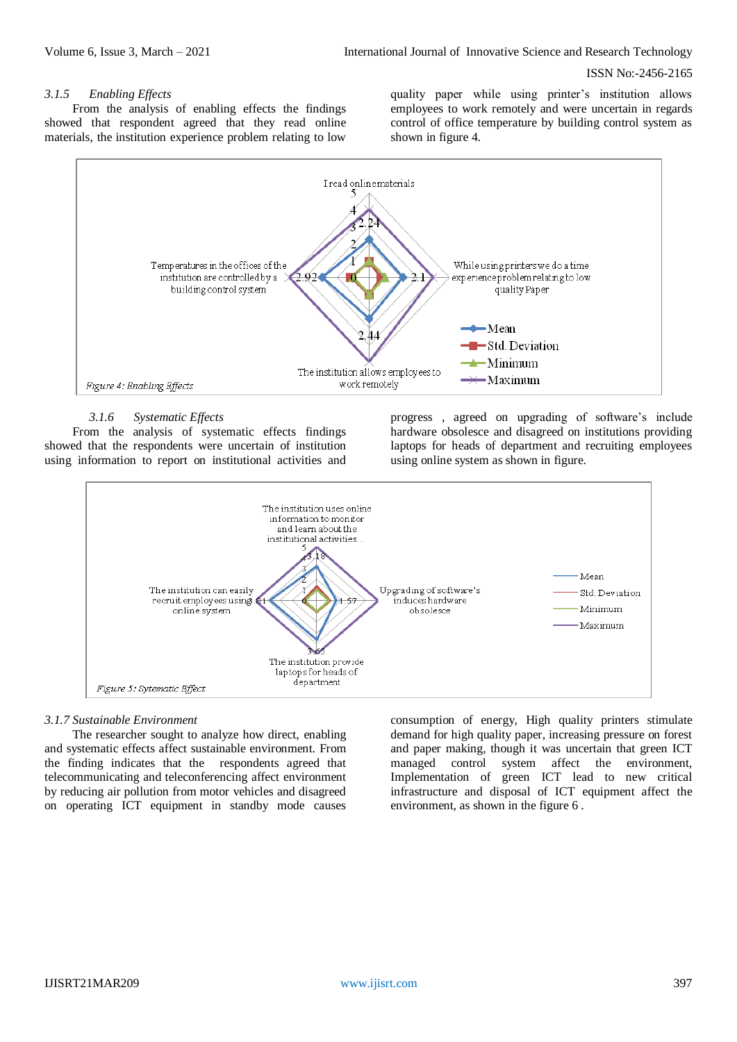#### 3.1.5 *Enabling Effects*

From the analysis of enabling effects the findings showed that respondent agreed that they read online materials, the institution experience problem relating to low quality paper while using printer's institution allows employees to work remotely and were uncertain in regards control of office temperature by building control system as shown in figure 4.

*Figure 4: Enabling Effects*

#### 3.1.6 *Systematic Effects*

From the analysis of systematic effects findings showed that the respondents were uncertain of institution using information to report on institutional activities and progress , agreed on upgrading of software's include hardware obsolesce and disagreed on institutions providing laptops for heads of department and recruiting employees using online system as shown in figure.

*Figure 5: Sytematic Effect*

#### *3.1.7 Sustainable Environment*

The researcher sought to analyze how direct, enabling and systematic effects affect sustainable environment. From the finding indicates that the respondents agreed that telecommunicating and teleconferencing affect environment by reducing air pollution from motor vehicles and disagreed on operating ICT equipment in standby mode causes consumption of energy, High quality printers stimulate demand for high quality paper, increasing pressure on forest and paper making, though it was uncertain that green ICT managed control system affect the environment, Implementation of green ICT lead to new critical infrastructure and disposal of ICT equipment affect the environment, as shown in the figure 6 .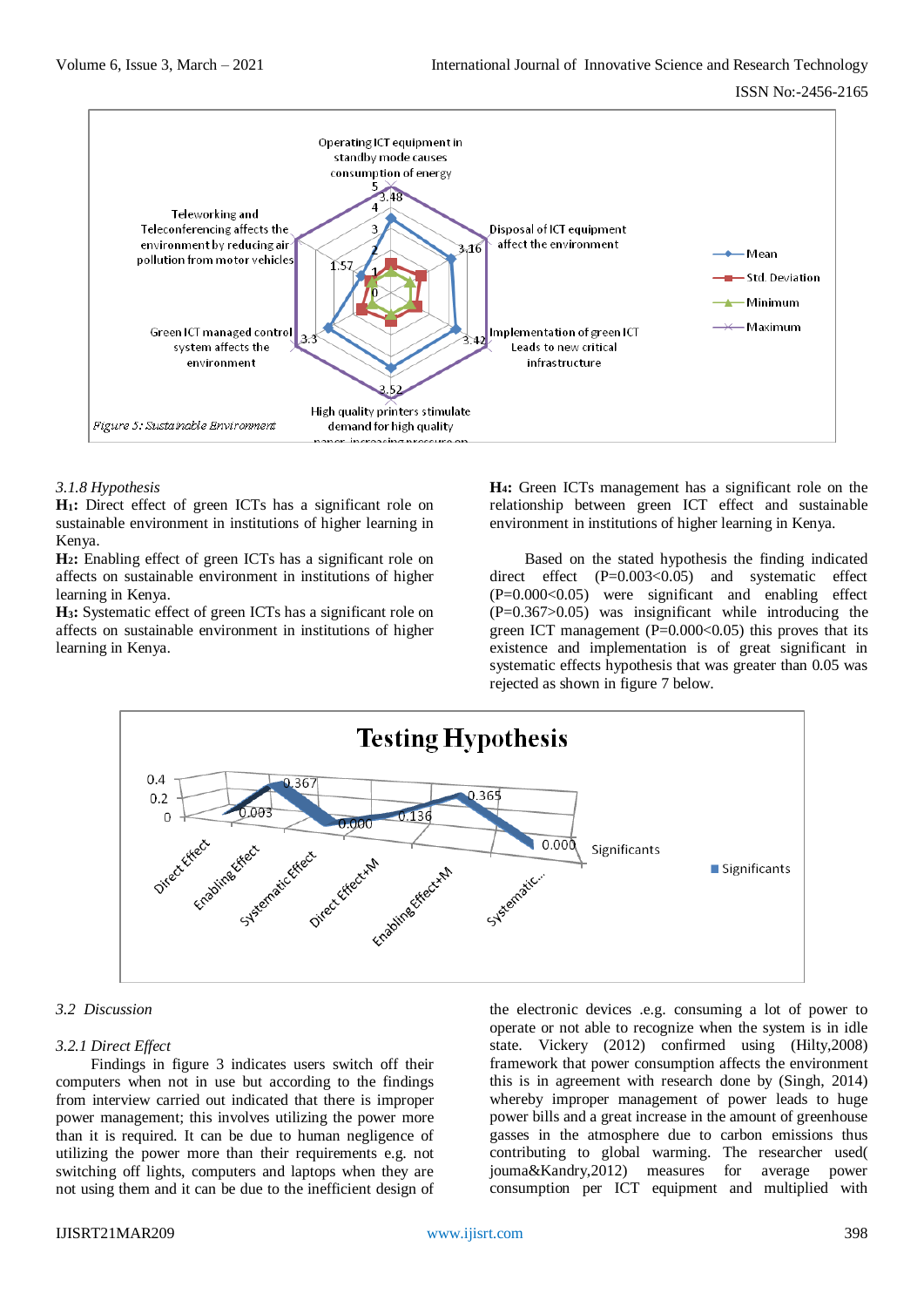Figure 5: Sustainable Environment

### 3.1.8 Hypothesis

**H₁:** Direct effect of green ICTs has a significant role on sustainable environment in institutions of higher learning in Kenya.

**H₂:** Enabling effect of green ICTs has a significant role on affects on sustainable environment in institutions of higher learning in Kenya.

**H₃:** Systematic effect of green ICTs has a significant role on affects on sustainable environment in institutions of higher learning in Kenya.

**H₄:** Green ICTs management has a significant role on the relationship between green ICT effect and sustainable environment in institutions of higher learning in Kenya.

Based on the stated hypothesis the finding indicated direct effect ($P=0.003<0.05$) and systematic effect ($P=0.000<0.05$) were significant and enabling effect ($P=0.367>0.05$) was insignificant while introducing the green ICT management ($P=0.000<0.05$) this proves that its existence and implementation is of great significant in systematic effects hypothesis that was greater than 0.05 was rejected as shown in figure 7 below.

## 3.2 Discussion

### 3.2.1 Direct Effect

Findings in figure 3 indicates users switch off their computers when not in use but according to the findings from interview carried out indicated that there is improper power management; this involves utilizing the power more than it is required. It can be due to human negligence of utilizing the power more than their requirements e.g. not switching off lights, computers and laptops when they are not using them and it can be due to the inefficient design of the electronic devices .e.g. consuming a lot of power to operate or not able to recognize when the system is in idle state. Vickery (2012) confirmed using (Hilty,2008) framework that power consumption affects the environment this is in agreement with research done by (Singh, 2014) whereby improper management of power leads to huge power bills and a great increase in the amount of greenhouse gasses in the atmosphere due to carbon emissions thus contributing to global warming. The researcher used( jouma&Kandry,2012) measures for average power consumption per ICT equipment and multiplied with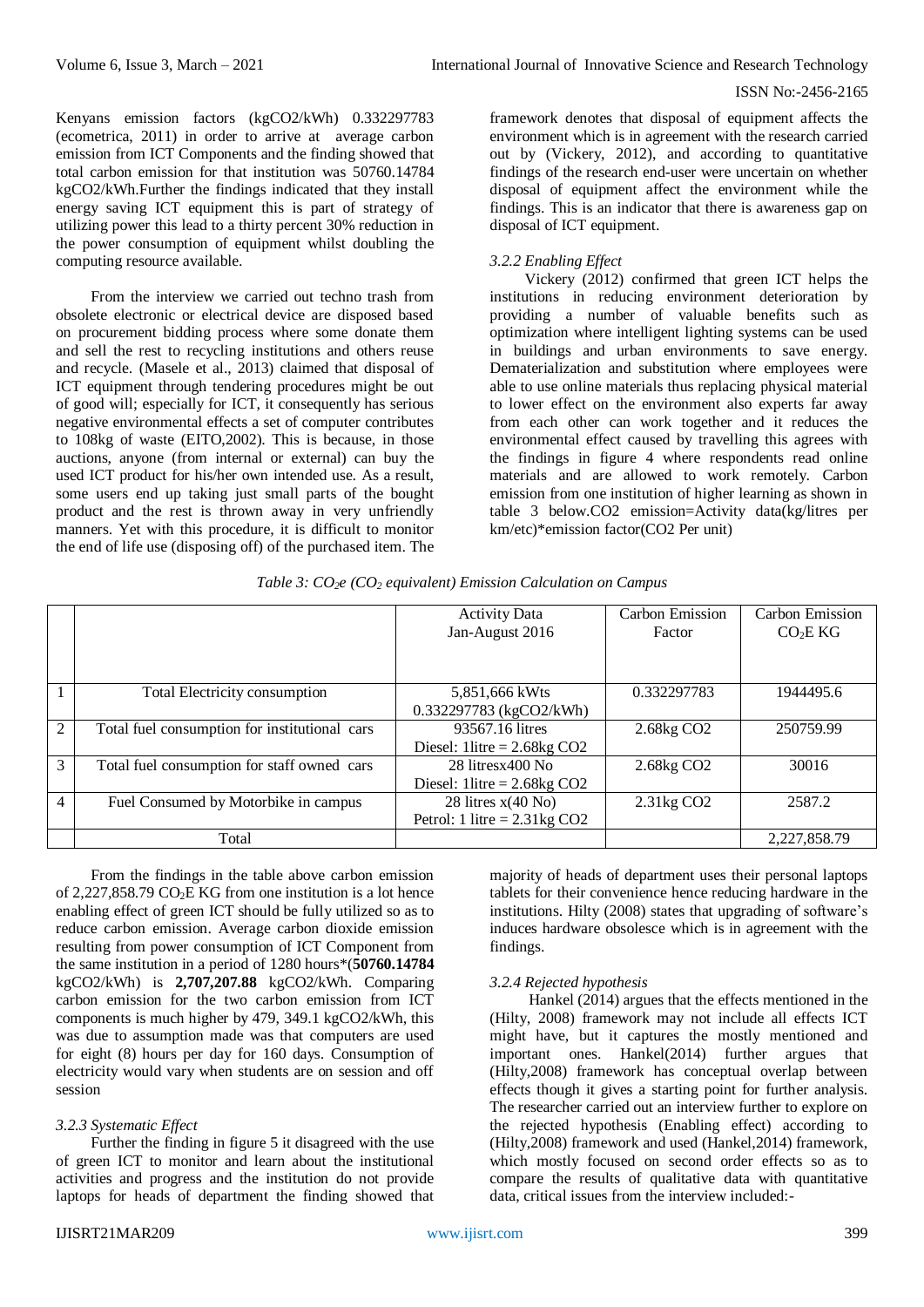Kenyans emission factors (kgCO2/kWh) 0.332297783 (ecometrica, 2011) in order to arrive at average carbon emission from ICT Components and the finding showed that total carbon emission for that institution was 50760.14784 kgCO2/kWh.Further the findings indicated that they install energy saving ICT equipment this is part of strategy of utilizing power this lead to a thirty percent 30% reduction in the power consumption of equipment whilst doubling the computing resource available.

From the interview we carried out techno trash from obsolete electronic or electrical device are disposed based on procurement bidding process where some donate them and sell the rest to recycling institutions and others reuse and recycle. (Masele et al., 2013) claimed that disposal of ICT equipment through tendering procedures might be out of good will; especially for ICT, it consequently has serious negative environmental effects a set of computer contributes to 108kg of waste (EITO,2002). This is because, in those auctions, anyone (from internal or external) can buy the used ICT product for his/her own intended use. As a result, some users end up taking just small parts of the bought product and the rest is thrown away in very unfriendly manners. Yet with this procedure, it is difficult to monitor the end of life use (disposing off) of the purchased item. The framework denotes that disposal of equipment affects the environment which is in agreement with the research carried out by (Vickery, 2012), and according to quantitative findings of the research end-user were uncertain on whether disposal of equipment affect the environment while the findings. This is an indicator that there is awareness gap on disposal of ICT equipment.

### *3.2.2 Enabling Effect*

Vickery (2012) confirmed that green ICT helps the institutions in reducing environment deterioration by providing a number of valuable benefits such as optimization where intelligent lighting systems can be used in buildings and urban environments to save energy. Dematerialization and substitution where employees were able to use online materials thus replacing physical material to lower effect on the environment also experts far away from each other can work together and it reduces the environmental effect caused by travelling this agrees with the findings in figure 4 where respondents read online materials and are allowed to work remotely. Carbon emission from one institution of higher learning as shown in table 3 below.CO2 emission=Activity data(kg/litres per km/etc)*emission factor(CO2 Per unit)

*Table 3: $CO_2e$ ($CO_2$ equivalent) Emission Calculation on Campus*

| | | Activity Data Jan-August 2016 | Carbon Emission Factor | Carbon Emission $CO_2E$ KG |
|---|---|---|---|---|
| 1 | Total Electricity consumption | 5,851,666 kWts 0.332297783 (kgCO2/kWh) | 0.332297783 | 1944495.6 |
| 2 | Total fuel consumption for institutional cars | 93567.16 litres Diesel: 1litre = 2.68kg CO2 | 2.68kg CO2 | 250759.99 |
| 3 | Total fuel consumption for staff owned cars | 28 litresx400 No Diesel: 1litre = 2.68kg CO2 | 2.68kg CO2 | 30016 |
| 4 | Fuel Consumed by Motorbike in campus | 28 litres x(40 No) Petrol: 1 litre = 2.31kg CO2 | 2.31kg CO2 | 2587.2 |
| | Total | | | 2,227,858.79 |

From the findings in the table above carbon emission of 2,227,858.79 $CO_2E$ KG from one institution is a lot hence enabling effect of green ICT should be fully utilized so as to reduce carbon emission. Average carbon dioxide emission resulting from power consumption of ICT Component from the same institution in a period of 1280 hours*(**50760.14784** kgCO2/kWh) is **2,707,207.88** kgCO2/kWh. Comparing carbon emission for the two carbon emission from ICT components is much higher by 479, 349.1 kgCO2/kWh, this was due to assumption made was that computers are used for eight (8) hours per day for 160 days. Consumption of electricity would vary when students are on session and off session

### *3.2.3 Systematic Effect*

Further the finding in figure 5 it disagreed with the use of green ICT to monitor and learn about the institutional activities and progress and the institution do not provide laptops for heads of department the finding showed that majority of heads of department uses their personal laptops tablets for their convenience hence reducing hardware in the institutions. Hilty (2008) states that upgrading of software's induces hardware obsolesce which is in agreement with the findings.

### *3.2.4 Rejected hypothesis*

Hankel (2014) argues that the effects mentioned in the (Hilty, 2008) framework may not include all effects ICT might have, but it captures the mostly mentioned and important ones. Hankel(2014) further argues that (Hilty,2008) framework has conceptual overlap between effects though it gives a starting point for further analysis. The researcher carried out an interview further to explore on the rejected hypothesis (Enabling effect) according to (Hilty,2008) framework and used (Hankel,2014) framework, which mostly focused on second order effects so as to compare the results of qualitative data with quantitative data, critical issues from the interview included:-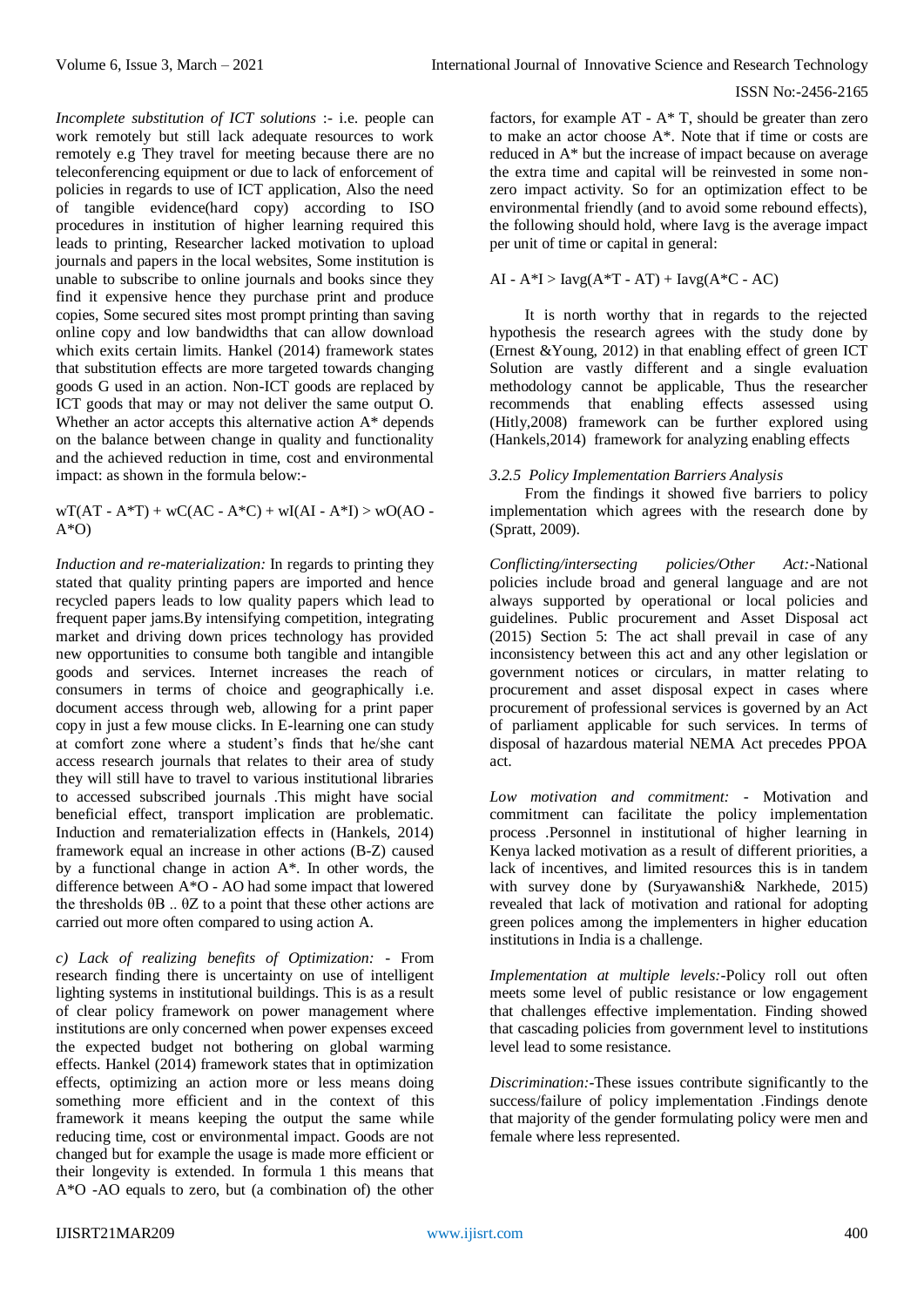*Incomplete substitution of ICT solutions* :- i.e. people can work remotely but still lack adequate resources to work remotely e.g They travel for meeting because there are no teleconferencing equipment or due to lack of enforcement of policies in regards to use of ICT application, Also the need of tangible evidence(hard copy) according to ISO procedures in institution of higher learning required this leads to printing, Researcher lacked motivation to upload journals and papers in the local websites, Some institution is unable to subscribe to online journals and books since they find it expensive hence they purchase print and produce copies, Some secured sites most prompt printing than saving online copy and low bandwidths that can allow download which exits certain limits. Hankel (2014) framework states that substitution effects are more targeted towards changing goods G used in an action. Non-ICT goods are replaced by ICT goods that may or may not deliver the same output O. Whether an actor accepts this alternative action A* depends on the balance between change in quality and functionality and the achieved reduction in time, cost and environmental impact: as shown in the formula below:-

$$wT(AT - A^*T) + wC(AC - A^*C) + wI(AI - A^*I) > wO(AO - A^*O)$$

*Induction and re-materialization:* In regards to printing they stated that quality printing papers are imported and hence recycled papers leads to low quality papers which lead to frequent paper jams.By intensifying competition, integrating market and driving down prices technology has provided new opportunities to consume both tangible and intangible goods and services. Internet increases the reach of consumers in terms of choice and geographically i.e. document access through web, allowing for a print paper copy in just a few mouse clicks. In E-learning one can study at comfort zone where a student's finds that he/she cant access research journals that relates to their area of study they will still have to travel to various institutional libraries to accessed subscribed journals .This might have social beneficial effect, transport implication are problematic. Induction and rematerialization effects in (Hankels, 2014) framework equal an increase in other actions (B-Z) caused by a functional change in action A*. In other words, the difference between A*O - AO had some impact that lowered the thresholds θB .. θZ to a point that these other actions are carried out more often compared to using action A.

*c) Lack of realizing benefits of Optimization:* - From research finding there is uncertainty on use of intelligent lighting systems in institutional buildings. This is as a result of clear policy framework on power management where institutions are only concerned when power expenses exceed the expected budget not bothering on global warming effects. Hankel (2014) framework states that in optimization effects, optimizing an action more or less means doing something more efficient and in the context of this framework it means keeping the output the same while reducing time, cost or environmental impact. Goods are not changed but for example the usage is made more efficient or their longevity is extended. In formula 1 this means that A*O -AO equals to zero, but (a combination of) the other factors, for example AT - A* T, should be greater than zero to make an actor choose A*. Note that if time or costs are reduced in A* but the increase of impact because on average the extra time and capital will be reinvested in some non-zero impact activity. So for an optimization effect to be environmental friendly (and to avoid some rebound effects), the following should hold, where Iavg is the average impact per unit of time or capital in general:

$$AI - A^*I > Iavg(A^*T - AT) + Iavg(A^*C - AC)$$

It is north worthy that in regards to the rejected hypothesis the research agrees with the study done by (Ernest &Young, 2012) in that enabling effect of green ICT Solution are vastly different and a single evaluation methodology cannot be applicable, Thus the researcher recommends that enabling effects assessed using (Hitly,2008) framework can be further explored using (Hankels,2014) framework for analyzing enabling effects

### *3.2.5 Policy Implementation Barriers Analysis*

From the findings it showed five barriers to policy implementation which agrees with the research done by (Spratt, 2009).

*Conflicting/intersecting policies/Other Act:*-National policies include broad and general language and are not always supported by operational or local policies and guidelines. Public procurement and Asset Disposal act (2015) Section 5: The act shall prevail in case of any inconsistency between this act and any other legislation or government notices or circulars, in matter relating to procurement and asset disposal expect in cases where procurement of professional services is governed by an Act of parliament applicable for such services. In terms of disposal of hazardous material NEMA Act precedes PPOA act.

*Low motivation and commitment:* - Motivation and commitment can facilitate the policy implementation process .Personnel in institutional of higher learning in Kenya lacked motivation as a result of different priorities, a lack of incentives, and limited resources this is in tandem with survey done by (Suryawanshi& Narkhede, 2015) revealed that lack of motivation and rational for adopting green polices among the implementers in higher education institutions in India is a challenge.

*Implementation at multiple levels:*-Policy roll out often meets some level of public resistance or low engagement that challenges effective implementation. Finding showed that cascading policies from government level to institutions level lead to some resistance.

*Discrimination:*-These issues contribute significantly to the success/failure of policy implementation .Findings denote that majority of the gender formulating policy were men and female where less represented.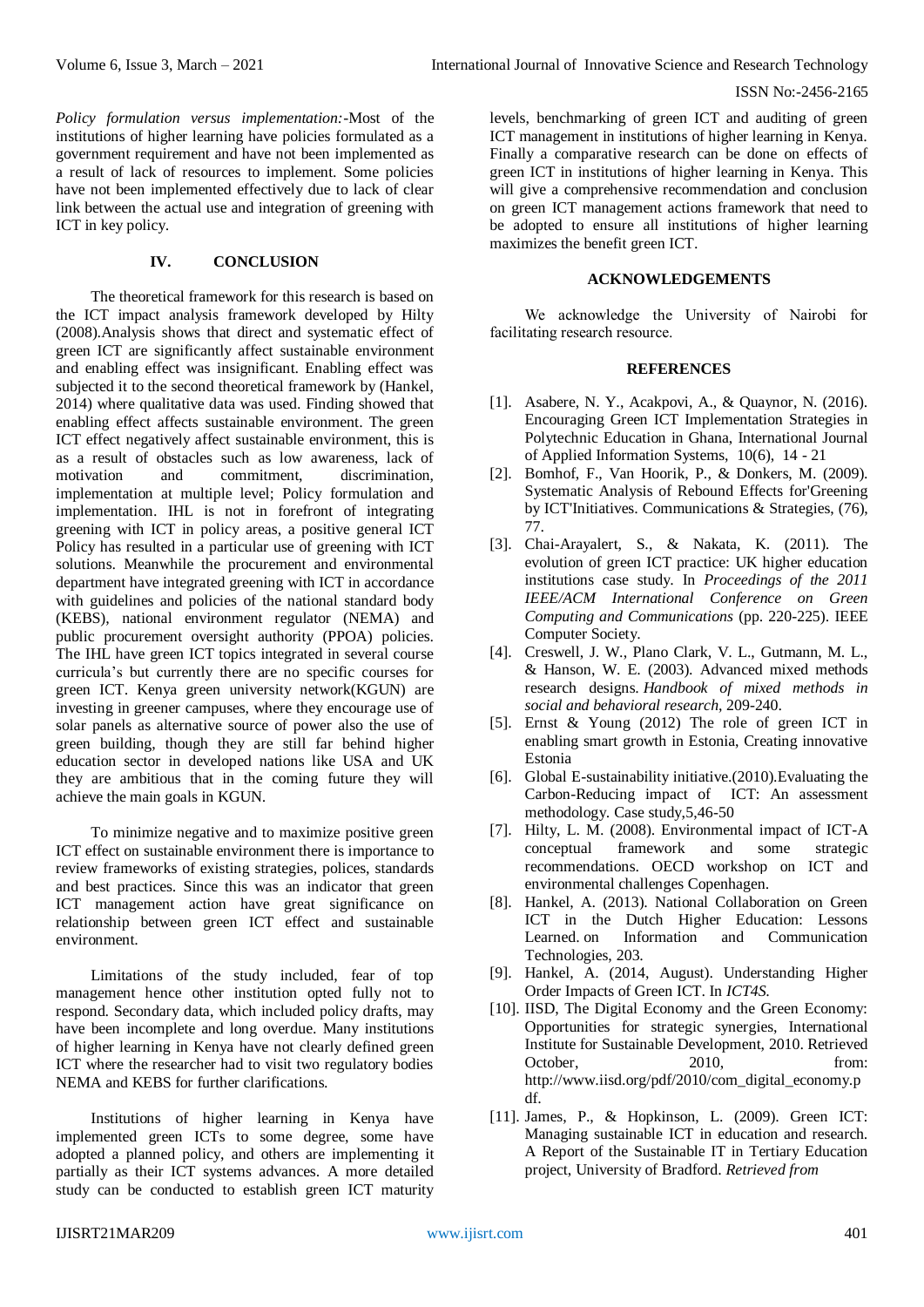*Policy formulation versus implementation:*-Most of the institutions of higher learning have policies formulated as a government requirement and have not been implemented as a result of lack of resources to implement. Some policies have not been implemented effectively due to lack of clear link between the actual use and integration of greening with ICT in key policy.

## IV. CONCLUSION

The theoretical framework for this research is based on the ICT impact analysis framework developed by Hilty (2008).Analysis shows that direct and systematic effect of green ICT are significantly affect sustainable environment and enabling effect was insignificant. Enabling effect was subjected it to the second theoretical framework by (Hankel, 2014) where qualitative data was used. Finding showed that enabling effect affects sustainable environment. The green ICT effect negatively affect sustainable environment, this is as a result of obstacles such as low awareness, lack of motivation and commitment, discrimination, implementation at multiple level; Policy formulation and implementation. IHL is not in forefront of integrating greening with ICT in policy areas, a positive general ICT Policy has resulted in a particular use of greening with ICT solutions. Meanwhile the procurement and environmental department have integrated greening with ICT in accordance with guidelines and policies of the national standard body (KEBS), national environment regulator (NEMA) and public procurement oversight authority (PPOA) policies. The IHL have green ICT topics integrated in several course curricula's but currently there are no specific courses for green ICT. Kenya green university network(KGUN) are investing in greener campuses, where they encourage use of solar panels as alternative source of power also the use of green building, though they are still far behind higher education sector in developed nations like USA and UK they are ambitious that in the coming future they will achieve the main goals in KGUN.

To minimize negative and to maximize positive green ICT effect on sustainable environment there is importance to review frameworks of existing strategies, polices, standards and best practices. Since this was an indicator that green ICT management action have great significance on relationship between green ICT effect and sustainable environment.

Limitations of the study included, fear of top management hence other institution opted fully not to respond. Secondary data, which included policy drafts, may have been incomplete and long overdue. Many institutions of higher learning in Kenya have not clearly defined green ICT where the researcher had to visit two regulatory bodies NEMA and KEBS for further clarifications.

Institutions of higher learning in Kenya have implemented green ICTs to some degree, some have adopted a planned policy, and others are implementing it partially as their ICT systems advances. A more detailed study can be conducted to establish green ICT maturity levels, benchmarking of green ICT and auditing of green ICT management in institutions of higher learning in Kenya. Finally a comparative research can be done on effects of green ICT in institutions of higher learning in Kenya. This will give a comprehensive recommendation and conclusion on green ICT management actions framework that need to be adopted to ensure all institutions of higher learning maximizes the benefit green ICT.

## ACKNOWLEDGEMENTS

We acknowledge the University of Nairobi for facilitating research resource.

## REFERENCES

[1]. Asabere, N. Y., Acakpovi, A., & Quaynor, N. (2016). Encouraging Green ICT Implementation Strategies in Polytechnic Education in Ghana, International Journal of Applied Information Systems, 10(6), 14 - 21

[2]. Bomhof, F., Van Hoorik, P., & Donkers, M. (2009). Systematic Analysis of Rebound Effects for'Greening by ICT'Initiatives. Communications & Strategies, (76), 77.

[3]. Chai-Arayalert, S., & Nakata, K. (2011). The evolution of green ICT practice: UK higher education institutions case study. In *Proceedings of the 2011 IEEE/ACM International Conference on Green Computing and Communications* (pp. 220-225). IEEE Computer Society.

[4]. Creswell, J. W., Plano Clark, V. L., Gutmann, M. L., & Hanson, W. E. (2003). Advanced mixed methods research designs. *Handbook of mixed methods in social and behavioral research*, 209-240.

[5]. Ernst & Young (2012) The role of green ICT in enabling smart growth in Estonia, Creating innovative Estonia

[6]. Global E-sustainability initiative.(2010).Evaluating the Carbon-Reducing impact of ICT: An assessment methodology. Case study,5,46-50

[7]. Hilty, L. M. (2008). Environmental impact of ICT-A conceptual framework and some strategic recommendations. OECD workshop on ICT and environmental challenges Copenhagen.

[8]. Hankel, A. (2013). National Collaboration on Green ICT in the Dutch Higher Education: Lessons Learned. on Information and Communication Technologies, 203.

[9]. Hankel, A. (2014, August). Understanding Higher Order Impacts of Green ICT. In *ICT4S*.

[10]. IISD, The Digital Economy and the Green Economy: Opportunities for strategic synergies, International Institute for Sustainable Development, 2010. Retrieved October, 2010, from: http://www.iisd.org/pdf/2010/com_digital_economy.pdf.

[11]. James, P., & Hopkinson, L. (2009). Green ICT: Managing sustainable ICT in education and research. A Report of the Sustainable IT in Tertiary Education project, University of Bradford. *Retrieved from*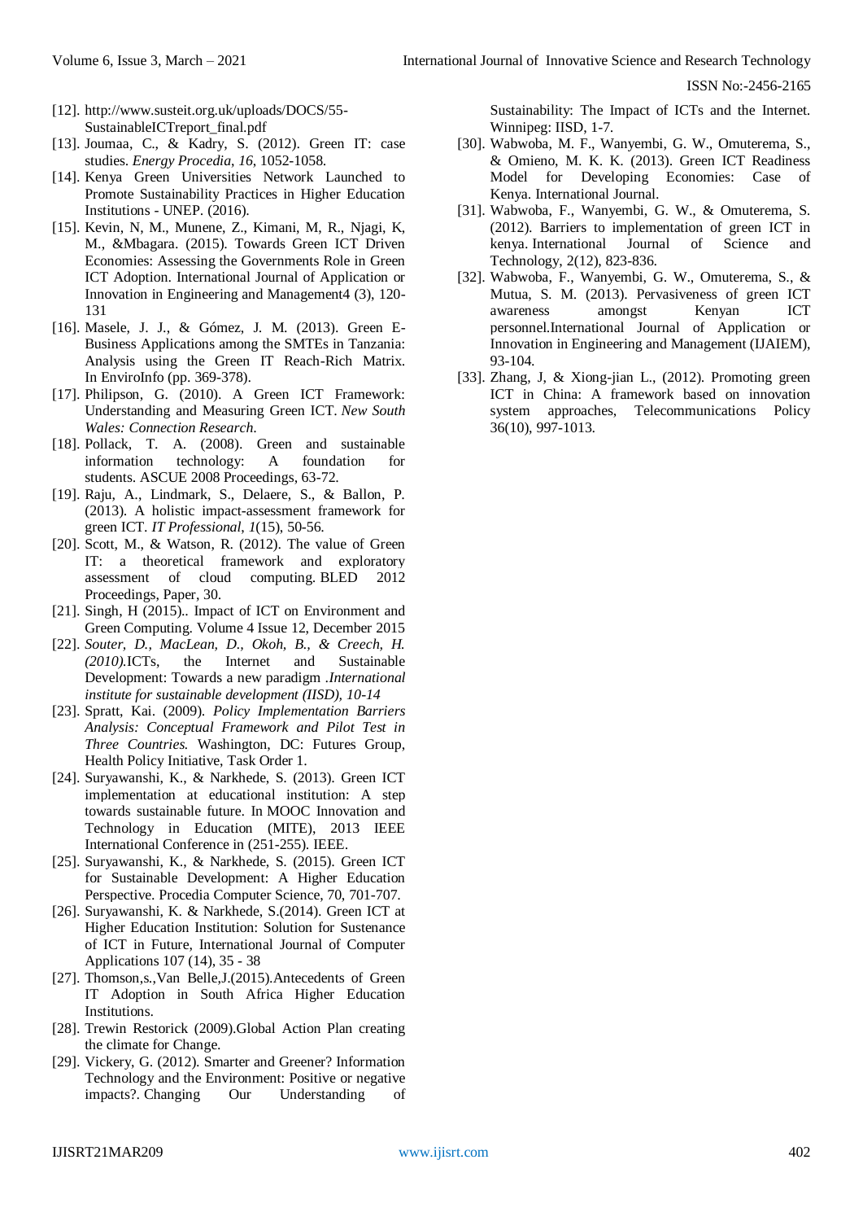[12]. http://www.susteit.org.uk/uploads/DOCS/55-SustainableICTreport_final.pdf

[13]. Joumaa, C., & Kadry, S. (2012). Green IT: case studies. *Energy Procedia*, *16*, 1052-1058.

[14]. Kenya Green Universities Network Launched to Promote Sustainability Practices in Higher Education Institutions - UNEP. (2016).

[15]. Kevin, N, M., Munene, Z., Kimani, M, R., Njagi, K, M., &Mbagara. (2015). Towards Green ICT Driven Economies: Assessing the Governments Role in Green ICT Adoption. International Journal of Application or Innovation in Engineering and Management4 (3), 120-131

[16]. Masele, J. J., & Gómez, J. M. (2013). Green E-Business Applications among the SMTEs in Tanzania: Analysis using the Green IT Reach-Rich Matrix. In EnviroInfo (pp. 369-378).

[17]. Philipson, G. (2010). A Green ICT Framework: Understanding and Measuring Green ICT. *New South Wales: Connection Research.*

[18]. Pollack, T. A. (2008). Green and sustainable information technology: A foundation for students. ASCUE 2008 Proceedings, 63-72.

[19]. Raju, A., Lindmark, S., Delaere, S., & Ballon, P. (2013). A holistic impact-assessment framework for green ICT. *IT Professional*, *1*(15), 50-56.

[20]. Scott, M., & Watson, R. (2012). The value of Green IT: a theoretical framework and exploratory assessment of cloud computing. BLED 2012 Proceedings, Paper, 30.

[21]. Singh, H (2015).. Impact of ICT on Environment and Green Computing. Volume 4 Issue 12, December 2015

[22]. *Souter, D., MacLean, D., Okoh, B., & Creech, H. (2010).*ICTs, the Internet and Sustainable Development: Towards a new paradigm .*International institute for sustainable development (IISD), 10-14*

[23]. Spratt, Kai. (2009). *Policy Implementation Barriers Analysis: Conceptual Framework and Pilot Test in Three Countries.* Washington, DC: Futures Group, Health Policy Initiative, Task Order 1.

[24]. Suryawanshi, K., & Narkhede, S. (2013). Green ICT implementation at educational institution: A step towards sustainable future. In MOOC Innovation and Technology in Education (MITE), 2013 IEEE International Conference in (251-255). IEEE.

[25]. Suryawanshi, K., & Narkhede, S. (2015). Green ICT for Sustainable Development: A Higher Education Perspective. Procedia Computer Science, 70, 701-707.

[26]. Suryawanshi, K. & Narkhede, S.(2014). Green ICT at Higher Education Institution: Solution for Sustenance of ICT in Future, International Journal of Computer Applications 107 (14), 35 - 38

[27]. Thomson,s.,Van Belle,J.(2015).Antecedents of Green IT Adoption in South Africa Higher Education Institutions.

[28]. Trewin Restorick (2009).Global Action Plan creating the climate for Change.

[29]. Vickery, G. (2012). Smarter and Greener? Information Technology and the Environment: Positive or negative impacts?. Changing Our Understanding of Sustainability: The Impact of ICTs and the Internet. Winnipeg: IISD, 1-7.

[30]. Wabwoba, M. F., Wanyembi, G. W., Omuterema, S., & Omieno, M. K. K. (2013). Green ICT Readiness Model for Developing Economies: Case of Kenya. International Journal.

[31]. Wabwoba, F., Wanyembi, G. W., & Omuterema, S. (2012). Barriers to implementation of green ICT in kenya. International Journal of Science and Technology, 2(12), 823-836.

[32]. Wabwoba, F., Wanyembi, G. W., Omuterema, S., & Mutua, S. M. (2013). Pervasiveness of green ICT awareness amongst Kenyan ICT personnel.International Journal of Application or Innovation in Engineering and Management (IJAIEM), 93-104.

[33]. Zhang, J, & Xiong-jian L., (2012). Promoting green ICT in China: A framework based on innovation system approaches, Telecommunications Policy 36(10), 997-1013.